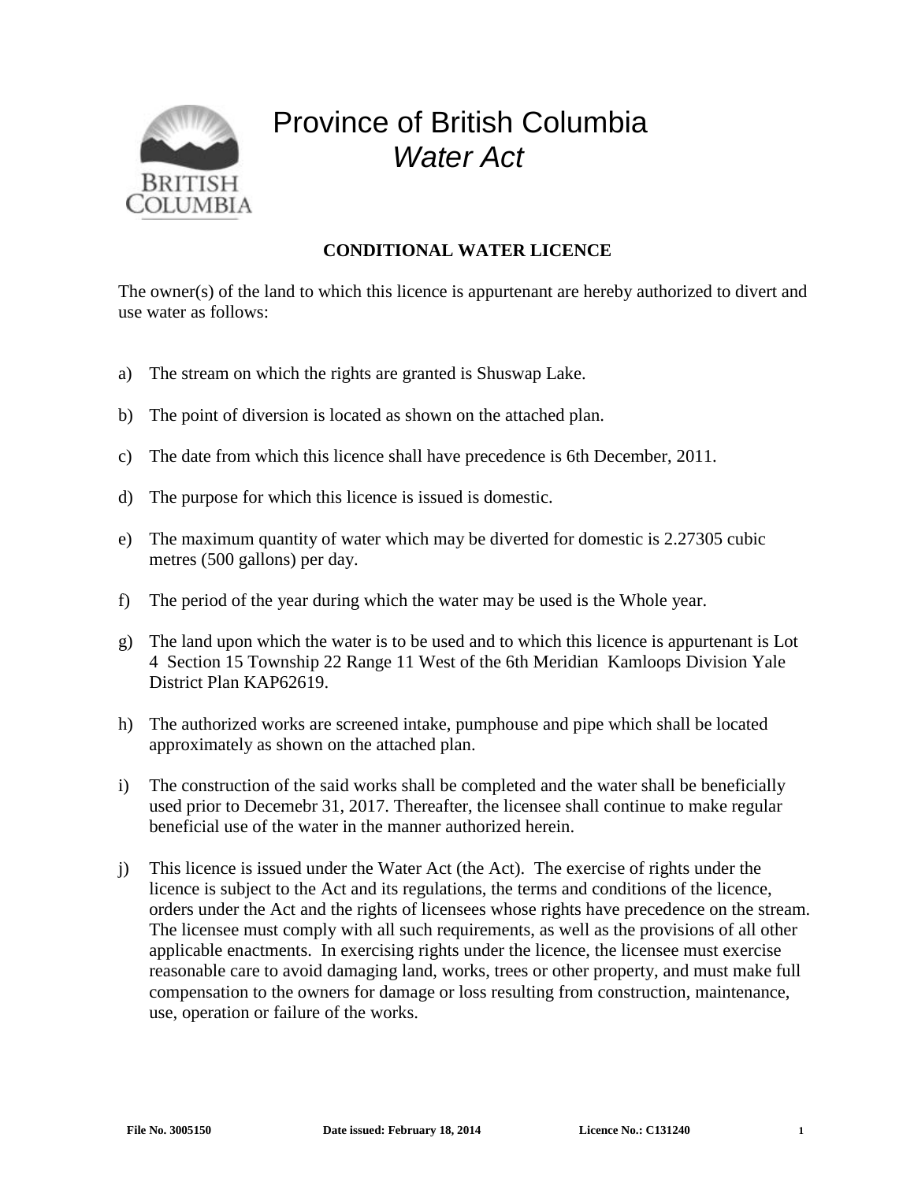# Province of British Columbia

## *Water Act*

**CONDITIONAL WATER LICENCE**

The owner(s) of the land to which this licence is appurtenant are hereby authorized to divert and use water as follows:

a) The stream on which the rights are granted is Shuswap Lake.

b) The point of diversion is located as shown on the attached plan.

c) The date from which this licence shall have precedence is 6th December, 2011.

d) The purpose for which this licence is issued is domestic.

e) The maximum quantity of water which may be diverted for domestic is 2.27305 cubic metres (500 gallons) per day.

f) The period of the year during which the water may be used is the Whole year.

g) The land upon which the water is to be used and to which this licence is appurtenant is Lot 4 Section 15 Township 22 Range 11 West of the 6th Meridian Kamloops Division Yale District Plan KAP62619.

h) The authorized works are screened intake, pumphouse and pipe which shall be located approximately as shown on the attached plan.

i) The construction of the said works shall be completed and the water shall be beneficially used prior to Decemebr 31, 2017. Thereafter, the licensee shall continue to make regular beneficial use of the water in the manner authorized herein.

j) This licence is issued under the Water Act (the Act). The exercise of rights under the licence is subject to the Act and its regulations, the terms and conditions of the licence, orders under the Act and the rights of licensees whose rights have precedence on the stream. The licensee must comply with all such requirements, as well as the provisions of all other applicable enactments. In exercising rights under the licence, the licensee must exercise reasonable care to avoid damaging land, works, trees or other property, and must make full compensation to the owners for damage or loss resulting from construction, maintenance, use, operation or failure of the works.

**File No. 3005150** **Date issued: February 18, 2014** **Licence No.: C131240**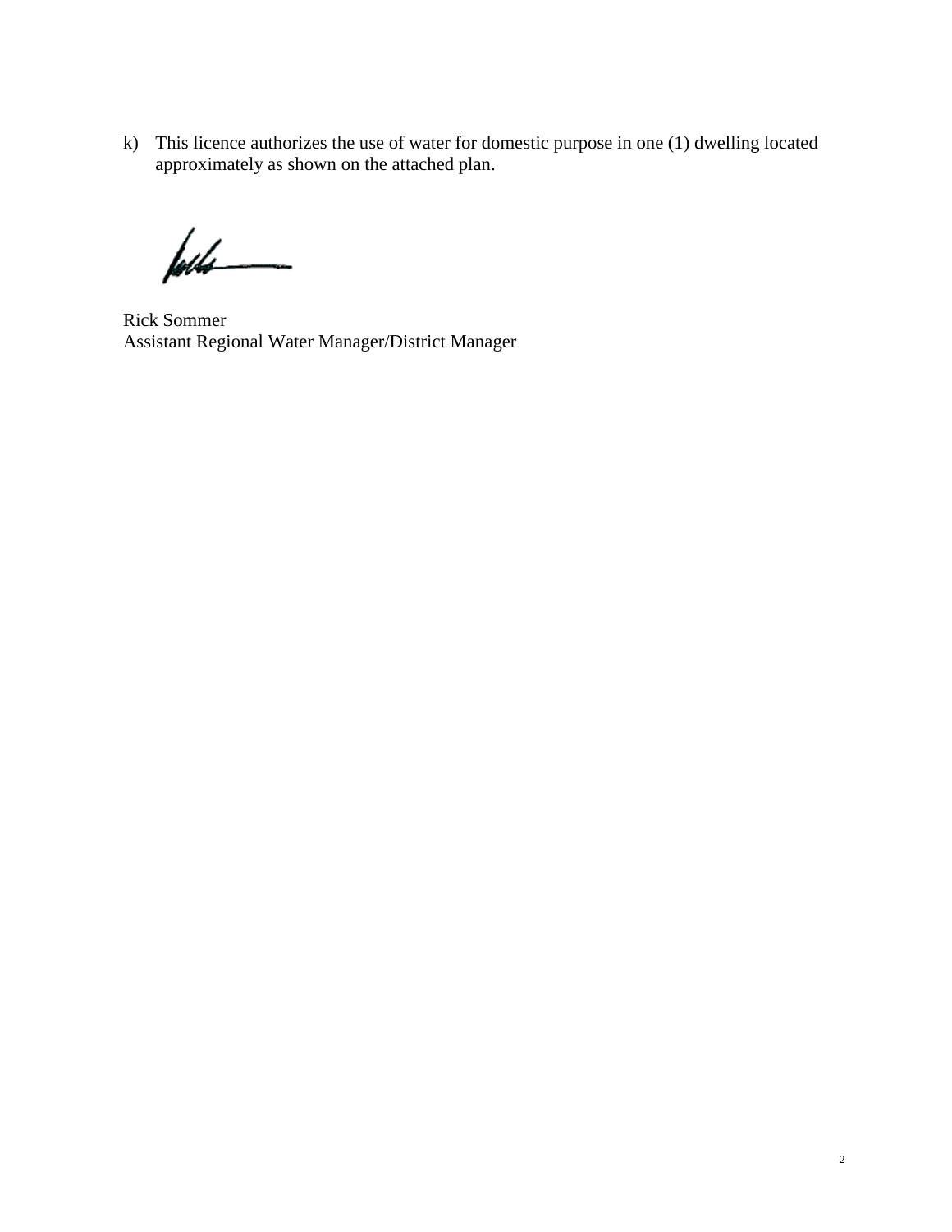k) This licence authorizes the use of water for domestic purpose in one (1) dwelling located approximately as shown on the attached plan.

Rick Sommer
Assistant Regional Water Manager/District Manager